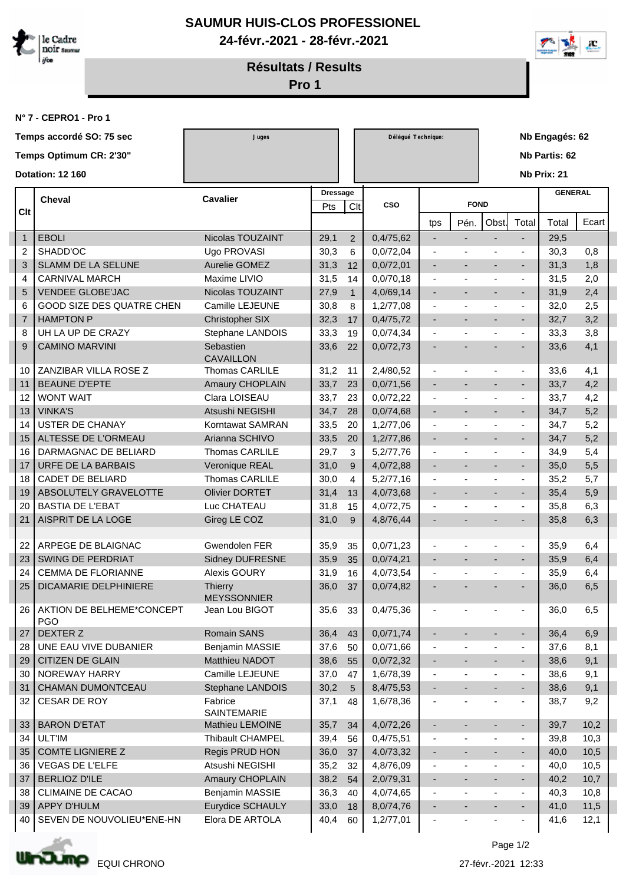# SAUMUR HUIS-CLOS PROFESSIONEL

**24-févr.-2021 - 28-févr.-2021**

## Résultats / Results

### Pro 1

**N° 7 - CEPRO1 - Pro 1**

**Temps accordé SO: 75 sec**

**Temps Optimum CR: 2'30"**

**Dotation: 12 160**

Juges

Délégué Technique:

**Nb Engagés: 62**

**Nb Partis: 62**

**Nb Prix: 21**

| Clt | Cheval | Cavalier | Dressage | | CSO | FOND | | | | GENERAL | |
|---|---|---|---|---|---|---|---|---|---|---|---|
| | | | Pts | Clt | | tps | Pén. | Obst. | Total | Total | Ecart |
| 1 | EBOLI | Nicolas TOUZAINT | 29,1 | 2 | 0,4/75,62 | - | - | - | - | 29,5 | |
| 2 | SHADD'OC | Ugo PROVASI | 30,3 | 6 | 0,0/72,04 | - | - | - | - | 30,3 | 0,8 |
| 3 | SLAMM DE LA SELUNE | Aurelie GOMEZ | 31,3 | 12 | 0,0/72,01 | - | - | - | - | 31,3 | 1,8 |
| 4 | CARNIVAL MARCH | Maxime LIVIO | 31,5 | 14 | 0,0/70,18 | - | - | - | - | 31,5 | 2,0 |
| 5 | VENDEE GLOBE'JAC | Nicolas TOUZAINT | 27,9 | 1 | 4,0/69,14 | - | - | - | - | 31,9 | 2,4 |
| 6 | GOOD SIZE DES QUATRE CHEN | Camille LEJEUNE | 30,8 | 8 | 1,2/77,08 | - | - | - | - | 32,0 | 2,5 |
| 7 | HAMPTON P | Christopher SIX | 32,3 | 17 | 0,4/75,72 | - | - | - | - | 32,7 | 3,2 |
| 8 | UH LA UP DE CRAZY | Stephane LANDOIS | 33,3 | 19 | 0,0/74,34 | - | - | - | - | 33,3 | 3,8 |
| 9 | CAMINO MARVINI | Sebastien CAVAILLON | 33,6 | 22 | 0,0/72,73 | - | - | - | - | 33,6 | 4,1 |
| 10 | ZANZIBAR VILLA ROSE Z | Thomas CARLILE | 31,2 | 11 | 2,4/80,52 | - | - | - | - | 33,6 | 4,1 |
| 11 | BEAUNE D'EPTE | Amaury CHOPLAIN | 33,7 | 23 | 0,0/71,56 | - | - | - | - | 33,7 | 4,2 |
| 12 | WONT WAIT | Clara LOISEAU | 33,7 | 23 | 0,0/72,22 | - | - | - | - | 33,7 | 4,2 |
| 13 | VINKA'S | Atsushi NEGISHI | 34,7 | 28 | 0,0/74,68 | - | - | - | - | 34,7 | 5,2 |
| 14 | USTER DE CHANAY | Korntawat SAMRAN | 33,5 | 20 | 1,2/77,06 | - | - | - | - | 34,7 | 5,2 |
| 15 | ALTESSE DE L'ORMEAU | Arianna SCHIVO | 33,5 | 20 | 1,2/77,86 | - | - | - | - | 34,7 | 5,2 |
| 16 | DARMAGNAC DE BELIARD | Thomas CARLILE | 29,7 | 3 | 5,2/77,76 | - | - | - | - | 34,9 | 5,4 |
| 17 | URFE DE LA BARBAIS | Veronique REAL | 31,0 | 9 | 4,0/72,88 | - | - | - | - | 35,0 | 5,5 |
| 18 | CADET DE BELIARD | Thomas CARLILE | 30,0 | 4 | 5,2/77,16 | - | - | - | - | 35,2 | 5,7 |
| 19 | ABSOLUTELY GRAVELOTTE | Olivier DORTET | 31,4 | 13 | 4,0/73,68 | - | - | - | - | 35,4 | 5,9 |
| 20 | BASTIA DE L'EBAT | Luc CHATEAU | 31,8 | 15 | 4,0/72,75 | - | - | - | - | 35,8 | 6,3 |
| 21 | AISPRIT DE LA LOGE | Gireg LE COZ | 31,0 | 9 | 4,8/76,44 | - | - | - | - | 35,8 | 6,3 |
| 22 | ARPEGE DE BLAIGNAC | Gwendolen FER | 35,9 | 35 | 0,0/71,23 | - | - | - | - | 35,9 | 6,4 |
| 23 | SWING DE PERDRIAT | Sidney DUFRESNE | 35,9 | 35 | 0,0/74,21 | - | - | - | - | 35,9 | 6,4 |
| 24 | CEMMA DE FLORIANNE | Alexis GOURY | 31,9 | 16 | 4,0/73,54 | - | - | - | - | 35,9 | 6,4 |
| 25 | DICAMARIE DELPHINIERE | Thierry MEYSSONNIER | 36,0 | 37 | 0,0/74,82 | - | - | - | - | 36,0 | 6,5 |
| 26 | AKTION DE BELHEME*CONCEPT PGO | Jean Lou BIGOT | 35,6 | 33 | 0,4/75,36 | - | - | - | - | 36,0 | 6,5 |
| 27 | DEXTER Z | Romain SANS | 36,4 | 43 | 0,0/71,74 | - | - | - | - | 36,4 | 6,9 |
| 28 | UNE EAU VIVE DUBANIER | Benjamin MASSIE | 37,6 | 50 | 0,0/71,66 | - | - | - | - | 37,6 | 8,1 |
| 29 | CITIZEN DE GLAIN | Matthieu NADOT | 38,6 | 55 | 0,0/72,32 | - | - | - | - | 38,6 | 9,1 |
| 30 | NOREWAY HARRY | Camille LEJEUNE | 37,0 | 47 | 1,6/78,39 | - | - | - | - | 38,6 | 9,1 |
| 31 | CHAMAN DUMONTCEAU | Stephane LANDOIS | 30,2 | 5 | 8,4/75,53 | - | - | - | - | 38,6 | 9,1 |
| 32 | CESAR DE ROY | Fabrice SAINTEMARIE | 37,1 | 48 | 1,6/78,36 | - | - | - | - | 38,7 | 9,2 |
| 33 | BARON D'ETAT | Mathieu LEMOINE | 35,7 | 34 | 4,0/72,26 | - | - | - | - | 39,7 | 10,2 |
| 34 | ULT'IM | Thibault CHAMPEL | 39,4 | 56 | 0,4/75,51 | - | - | - | - | 39,8 | 10,3 |
| 35 | COMTE LIGNIERE Z | Regis PRUD HON | 36,0 | 37 | 4,0/73,32 | - | - | - | - | 40,0 | 10,5 |
| 36 | VEGAS DE L'ELFE | Atsushi NEGISHI | 35,2 | 32 | 4,8/76,09 | - | - | - | - | 40,0 | 10,5 |
| 37 | BERLIOZ D'ILE | Amaury CHOPLAIN | 38,2 | 54 | 2,0/79,31 | - | - | - | - | 40,2 | 10,7 |
| 38 | CLIMAINE DE CACAO | Benjamin MASSIE | 36,3 | 40 | 4,0/74,65 | - | - | - | - | 40,3 | 10,8 |
| 39 | APPY D'HULM | Eurydice SCHAULY | 33,0 | 18 | 8,0/74,76 | - | - | - | - | 41,0 | 11,5 |
| 40 | SEVEN DE NOUVOLIEU*ENE-HN | Elora DE ARTOLA | 40,4 | 60 | 1,2/77,01 | - | - | - | - | 41,6 | 12,1 |

EQUI CHRONO

27-févr.-2021 12:33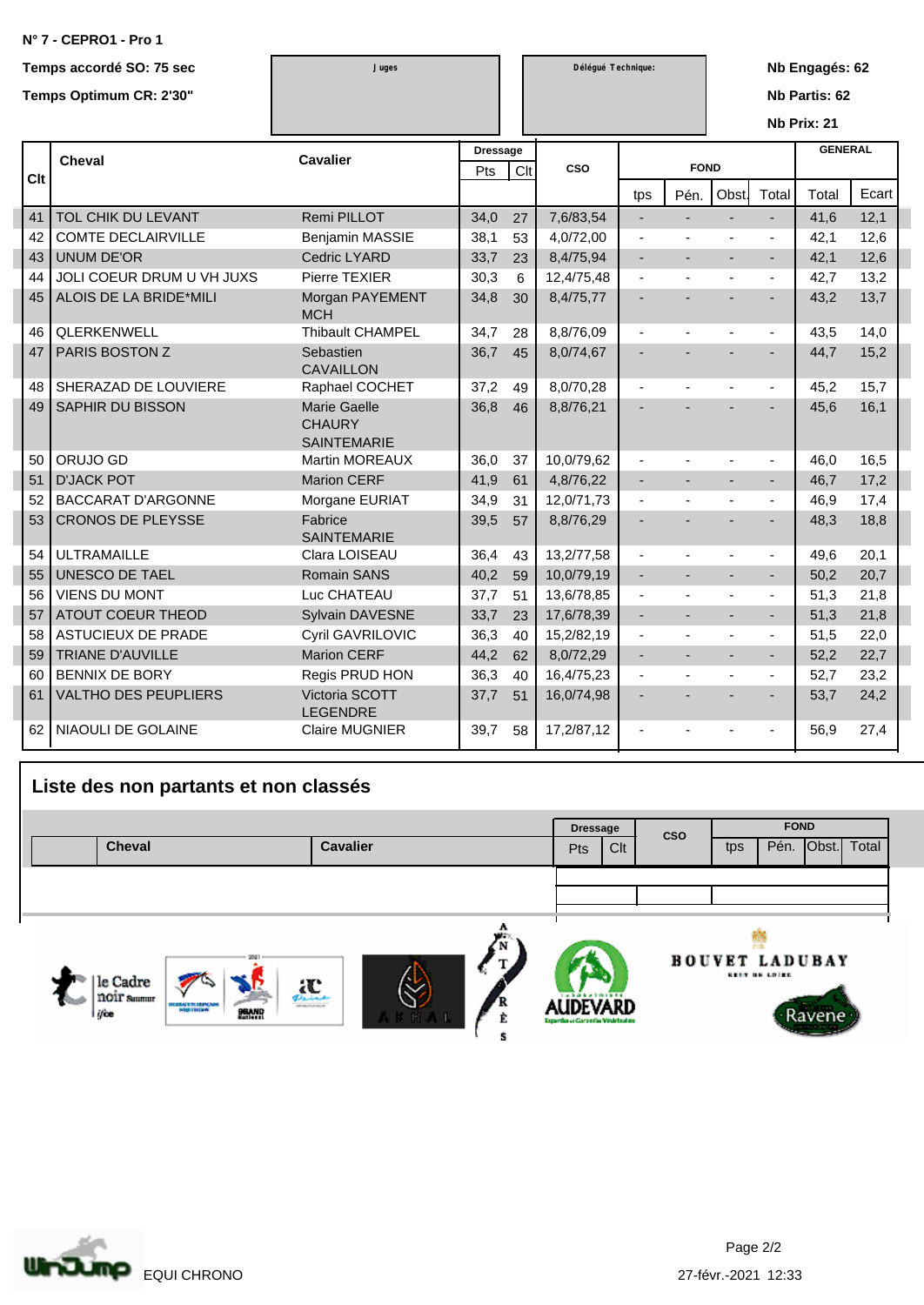**N° 7 - CEPRO1 - Pro 1**

**Temps accordé SO: 75 sec**

**Temps Optimum CR: 2'30"**

Juges

Délégué Technique:

**Nb Engagés: 62**

**Nb Partis: 62**

**Nb Prix: 21**

| Clt | Cheval | Cavalier | Dressage Pts | Dressage Clt | CSO | FOND tps | FOND Pén. | FOND Obst. | FOND Total | GENERAL Total | GENERAL Ecart |
|---|---|---|---|---|---|---|---|---|---|---|---|
| 41 | TOL CHIK DU LEVANT | Remi PILLOT | 34,0 | 27 | 7,6/83,54 | - | - | - | - | 41,6 | 12,1 |
| 42 | COMTE DECLAIRVILLE | Benjamin MASSIE | 38,1 | 53 | 4,0/72,00 | - | - | - | - | 42,1 | 12,6 |
| 43 | UNUM DE'OR | Cedric LYARD | 33,7 | 23 | 8,4/75,94 | - | - | - | - | 42,1 | 12,6 |
| 44 | JOLI COEUR DRUM U VH JUXS | Pierre TEXIER | 30,3 | 6 | 12,4/75,48 | - | - | - | - | 42,7 | 13,2 |
| 45 | ALOIS DE LA BRIDE*MILI | Morgan PAYEMENT MCH | 34,8 | 30 | 8,4/75,77 | - | - | - | - | 43,2 | 13,7 |
| 46 | QLERKENWELL | Thibault CHAMPEL | 34,7 | 28 | 8,8/76,09 | - | - | - | - | 43,5 | 14,0 |
| 47 | PARIS BOSTON Z | Sebastien CAVAILLON | 36,7 | 45 | 8,0/74,67 | - | - | - | - | 44,7 | 15,2 |
| 48 | SHERAZAD DE LOUVIERE | Raphael COCHET | 37,2 | 49 | 8,0/70,28 | - | - | - | - | 45,2 | 15,7 |
| 49 | SAPHIR DU BISSON | Marie Gaelle CHAURY SAINTEMARIE | 36,8 | 46 | 8,8/76,21 | - | - | - | - | 45,6 | 16,1 |
| 50 | ORUJO GD | Martin MOREAUX | 36,0 | 37 | 10,0/79,62 | - | - | - | - | 46,0 | 16,5 |
| 51 | D'JACK POT | Marion CERF | 41,9 | 61 | 4,8/76,22 | - | - | - | - | 46,7 | 17,2 |
| 52 | BACCARAT D'ARGONNE | Morgane EURIAT | 34,9 | 31 | 12,0/71,73 | - | - | - | - | 46,9 | 17,4 |
| 53 | CRONOS DE PLEYSSE | Fabrice SAINTEMARIE | 39,5 | 57 | 8,8/76,29 | - | - | - | - | 48,3 | 18,8 |
| 54 | ULTRAMAILLE | Clara LOISEAU | 36,4 | 43 | 13,2/77,58 | - | - | - | - | 49,6 | 20,1 |
| 55 | UNESCO DE TAEL | Romain SANS | 40,2 | 59 | 10,0/79,19 | - | - | - | - | 50,2 | 20,7 |
| 56 | VIENS DU MONT | Luc CHATEAU | 37,7 | 51 | 13,6/78,85 | - | - | - | - | 51,3 | 21,8 |
| 57 | ATOUT COEUR THEOD | Sylvain DAVESNE | 33,7 | 23 | 17,6/78,39 | - | - | - | - | 51,3 | 21,8 |
| 58 | ASTUCIEUX DE PRADE | Cyril GAVRILOVIC | 36,3 | 40 | 15,2/82,19 | - | - | - | - | 51,5 | 22,0 |
| 59 | TRIANE D'AUVILLE | Marion CERF | 44,2 | 62 | 8,0/72,29 | - | - | - | - | 52,2 | 22,7 |
| 60 | BENNIX DE BORY | Regis PRUD HON | 36,3 | 40 | 16,4/75,23 | - | - | - | - | 52,7 | 23,2 |
| 61 | VALTHO DES PEUPLIERS | Victoria SCOTT LEGENDRE | 37,7 | 51 | 16,0/74,98 | - | - | - | - | 53,7 | 24,2 |
| 62 | NIAOULI DE GOLAINE | Claire MUGNIER | 39,7 | 58 | 17,2/87,12 | - | - | - | - | 56,9 | 27,4 |

## Liste des non partants et non classés

| | Cheval | Cavalier | Dressage Pts | Dressage Clt | CSO | FOND tps | FOND Pén. | FOND Obst. | FOND Total |
|---|---|---|---|---|---|---|---|---|---|

EQUI CHRONO

27-févr.-2021 12:33